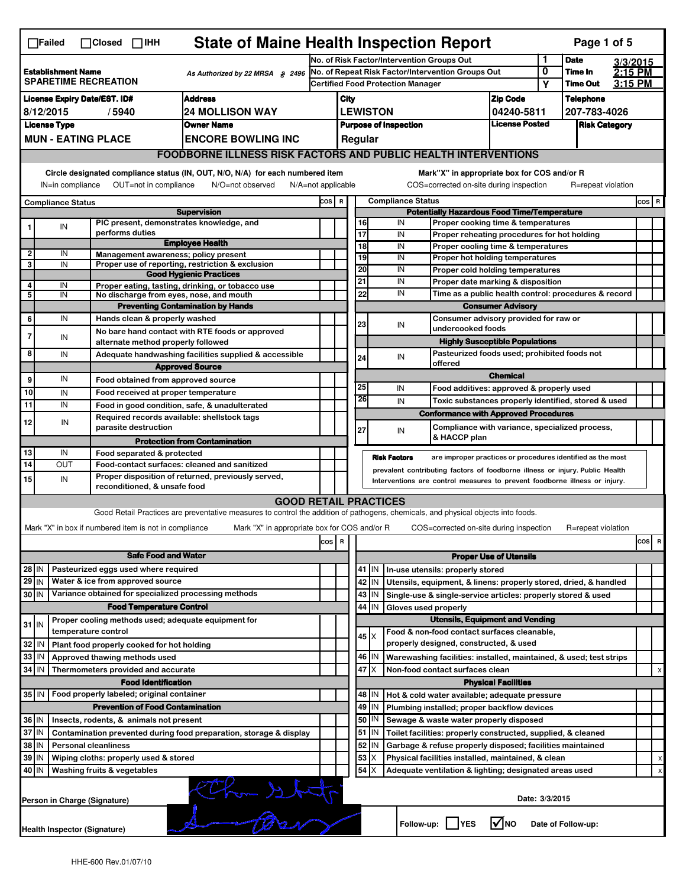☐Failed ☐Closed ☐IHH

# State of Maine Health Inspection Report

Page 1 of 5

| Establishment Name | As Authorized by 22 MRSA § 2496 | No. of Risk Factor/Intervention Groups Out | 1 | Date | 3/3/2015 |
|---|---|---|---|---|---|
| SPARETIME RECREATION | | No. of Repeat Risk Factor/Intervention Groups Out | 0 | Time In | 2:15 PM |
| | | Certified Food Protection Manager | Y | Time Out | 3:15 PM |

| License Expiry Date/EST. ID# | Address | City | Zip Code | Telephone |
|---|---|---|---|---|
| 8/12/2015 / 5940 | 24 MOLLISON WAY | LEWISTON | 04240-5811 | 207-783-4026 |

| License Type | Owner Name | Purpose of Inspection | License Posted | Risk Category |
|---|---|---|---|---|
| MUN - EATING PLACE | ENCORE BOWLING INC | Regular | | |

## FOODBORNE ILLNESS RISK FACTORS AND PUBLIC HEALTH INTERVENTIONS

Circle designated compliance status (IN, OUT, N/O, N/A) for each numbered item — IN=in compliance OUT=not in compliance N/O=not observed N/A=not applicable

Mark "X" in appropriate box for COS and/or R — COS=corrected on-site during inspection R=repeat violation

| # | Compliance Status | Item | COS | R |
|---|---|---|---|---|
| | | **Supervision** | | |
| 1 | IN | PIC present, demonstrates knowledge, and performs duties | | |
| | | **Employee Health** | | |
| 2 | IN | Management awareness; policy present | | |
| 3 | IN | Proper use of reporting, restriction & exclusion | | |
| | | **Good Hygienic Practices** | | |
| 4 | IN | Proper eating, tasting, drinking, or tobacco use | | |
| 5 | IN | No discharge from eyes, nose, and mouth | | |
| | | **Preventing Contamination by Hands** | | |
| 6 | IN | Hands clean & properly washed | | |
| 7 | IN | No bare hand contact with RTE foods or approved alternate method properly followed | | |
| 8 | IN | Adequate handwashing facilities supplied & accessible | | |
| | | **Approved Source** | | |
| 9 | IN | Food obtained from approved source | | |
| 10 | IN | Food received at proper temperature | | |
| 11 | IN | Food in good condition, safe, & unadulterated | | |
| 12 | IN | Required records available: shellstock tags parasite destruction | | |
| | | **Protection from Contamination** | | |
| 13 | IN | Food separated & protected | | |
| 14 | OUT | Food-contact surfaces: cleaned and sanitized | | |
| 15 | IN | Proper disposition of returned, previously served, reconditioned, & unsafe food | | |
| | | **Potentially Hazardous Food Time/Temperature** | | |
| 16 | IN | Proper cooking time & temperatures | | |
| 17 | IN | Proper reheating procedures for hot holding | | |
| 18 | IN | Proper cooling time & temperatures | | |
| 19 | IN | Proper hot holding temperatures | | |
| 20 | IN | Proper cold holding temperatures | | |
| 21 | IN | Proper date marking & disposition | | |
| 22 | IN | Time as a public health control: procedures & record | | |
| | | **Consumer Advisory** | | |
| 23 | IN | Consumer advisory provided for raw or undercooked foods | | |
| | | **Highly Susceptible Populations** | | |
| 24 | IN | Pasteurized foods used; prohibited foods not offered | | |
| | | **Chemical** | | |
| 25 | IN | Food additives: approved & properly used | | |
| 26 | IN | Toxic substances properly identified, stored & used | | |
| | | **Conformance with Approved Procedures** | | |
| 27 | IN | Compliance with variance, specialized process, & HACCP plan | | |

**Risk Factors** are improper practices or procedures identified as the most prevalent contributing factors of foodborne illness or injury. Public Health Interventions are control measures to prevent foodborne illness or injury.

## GOOD RETAIL PRACTICES

Good Retail Practices are preventative measures to control the addition of pathogens, chemicals, and physical objects into foods.

Mark "X" in box if numbered item is not in compliance — Mark "X" in appropriate box for COS and/or R — COS=corrected on-site during inspection R=repeat violation

| # | Status | Item | COS | R |
|---|---|---|---|---|
| | | **Safe Food and Water** | | |
| 28 | IN | Pasteurized eggs used where required | | |
| 29 | IN | Water & ice from approved source | | |
| 30 | IN | Variance obtained for specialized processing methods | | |
| | | **Food Temperature Control** | | |
| 31 | IN | Proper cooling methods used; adequate equipment for temperature control | | |
| 32 | IN | Plant food properly cooked for hot holding | | |
| 33 | IN | Approved thawing methods used | | |
| 34 | IN | Thermometers provided and accurate | | |
| | | **Food Identification** | | |
| 35 | IN | Food properly labeled; original container | | |
| | | **Prevention of Food Contamination** | | |
| 36 | IN | Insects, rodents, & animals not present | | |
| 37 | IN | Contamination prevented during food preparation, storage & display | | |
| 38 | IN | Personal cleanliness | | |
| 39 | IN | Wiping cloths: properly used & stored | | |
| 40 | IN | Washing fruits & vegetables | | |
| | | **Proper Use of Utensils** | | |
| 41 | IN | In-use utensils: properly stored | | |
| 42 | IN | Utensils, equipment, & linens: properly stored, dried, & handled | | |
| 43 | IN | Single-use & single-service articles: properly stored & used | | |
| 44 | IN | Gloves used properly | | |
| | | **Utensils, Equipment and Vending** | | |
| 45 | X | Food & non-food contact surfaces cleanable, properly designed, constructed, & used | | |
| 46 | IN | Warewashing facilities: installed, maintained, & used; test strips | | |
| 47 | X | Non-food contact surfaces clean | | x |
| | | **Physical Facilities** | | |
| 48 | IN | Hot & cold water available; adequate pressure | | |
| 49 | IN | Plumbing installed; proper backflow devices | | |
| 50 | IN | Sewage & waste water properly disposed | | |
| 51 | IN | Toilet facilities: properly constructed, supplied, & cleaned | | |
| 52 | IN | Garbage & refuse properly disposed; facilities maintained | | |
| 53 | X | Physical facilities installed, maintained, & clean | | x |
| 54 | X | Adequate ventilation & lighting; designated areas used | | x |

Person in Charge (Signature): [signature]

Date: 3/3/2015

Health Inspector (Signature): [signature]

Follow-up: ☐ YES ☑ NO Date of Follow-up:

HHE-600 Rev.01/07/10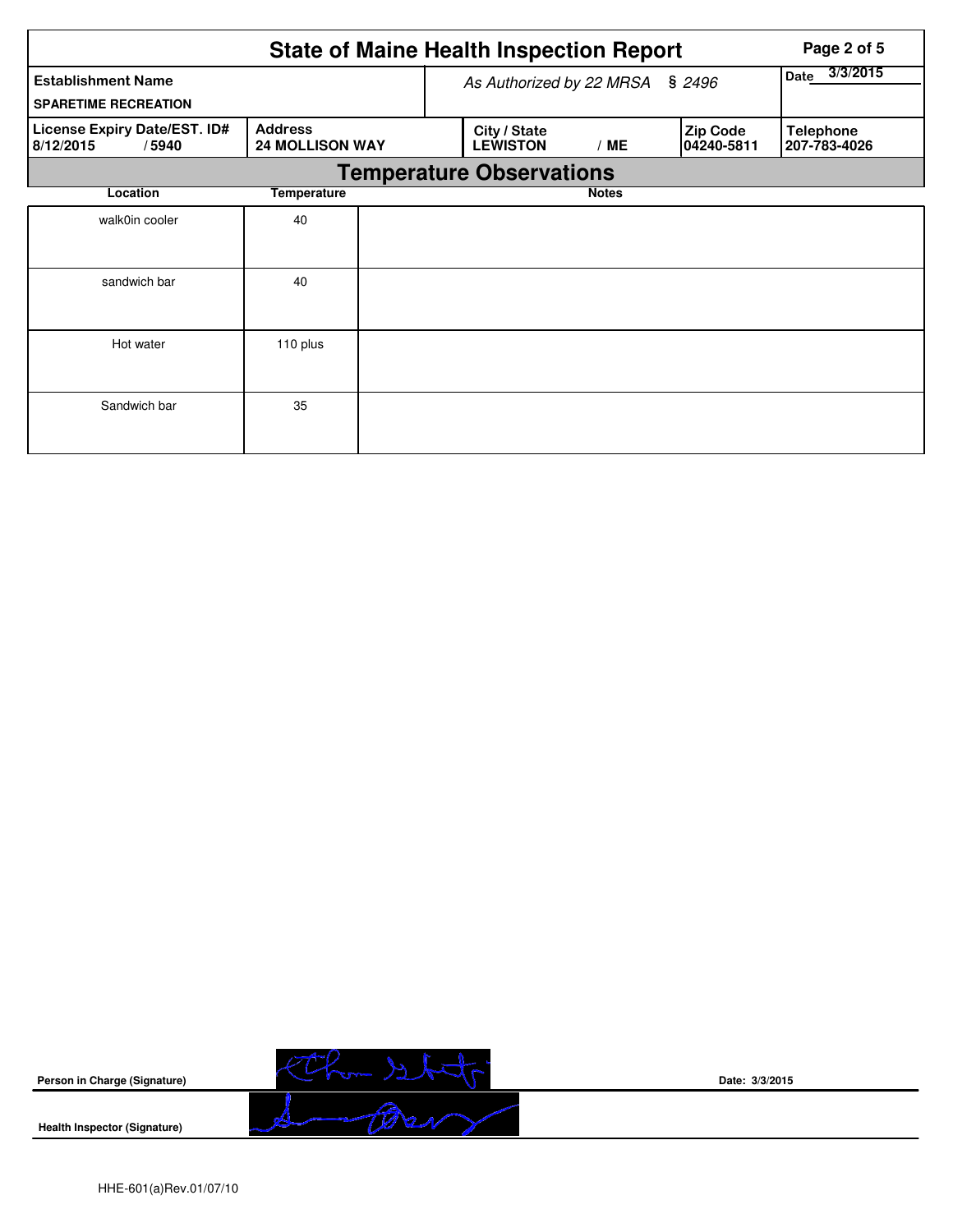# State of Maine Health Inspection Report

| Establishment Name | As Authorized by 22 MRSA § 2496 | | | Date 3/3/2015 |
|---|---|---|---|---|
| SPARETIME RECREATION | | | | |

| License Expiry Date/EST. ID# | Address | City / State | Zip Code | Telephone |
|---|---|---|---|---|
| 8/12/2015 / 5940 | 24 MOLLISON WAY | LEWISTON / ME | 04240-5811 | 207-783-4026 |

## Temperature Observations

| Location | Temperature | Notes |
|---|---|---|
| walk0in cooler | 40 | |
| sandwich bar | 40 | |
| Hot water | 110 plus | |
| Sandwich bar | 35 | |

**Person in Charge (Signature)** Date: 3/3/2015

**Health Inspector (Signature)**

HHE-601(a)Rev.01/07/10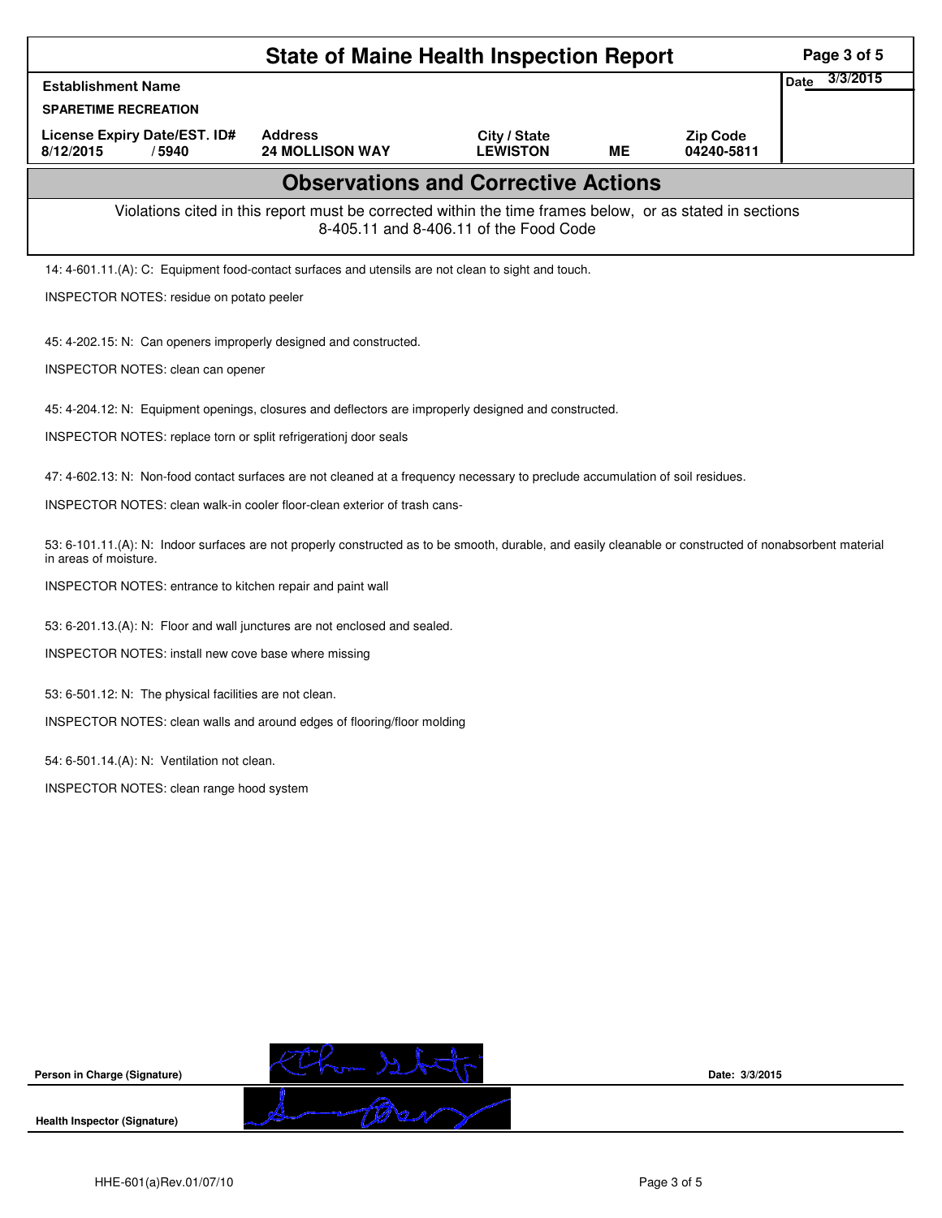# State of Maine Health Inspection Report

| Establishment Name | | | | | Date 3/3/2015 |
|---|---|---|---|---|---|
| SPARETIME RECREATION | | | | | |
| License Expiry Date/EST. ID# | Address | City / State | | Zip Code | |
| 8/12/2015 / 5940 | 24 MOLLISON WAY | LEWISTON | ME | 04240-5811 | |

## Observations and Corrective Actions

Violations cited in this report must be corrected within the time frames below, or as stated in sections 8-405.11 and 8-406.11 of the Food Code

14: 4-601.11.(A): C: Equipment food-contact surfaces and utensils are not clean to sight and touch.

INSPECTOR NOTES: residue on potato peeler

45: 4-202.15: N: Can openers improperly designed and constructed.

INSPECTOR NOTES: clean can opener

45: 4-204.12: N: Equipment openings, closures and deflectors are improperly designed and constructed.

INSPECTOR NOTES: replace torn or split refrigerationj door seals

47: 4-602.13: N: Non-food contact surfaces are not cleaned at a frequency necessary to preclude accumulation of soil residues.

INSPECTOR NOTES: clean walk-in cooler floor-clean exterior of trash cans-

53: 6-101.11.(A): N: Indoor surfaces are not properly constructed as to be smooth, durable, and easily cleanable or constructed of nonabsorbent material in areas of moisture.

INSPECTOR NOTES: entrance to kitchen repair and paint wall

53: 6-201.13.(A): N: Floor and wall junctures are not enclosed and sealed.

INSPECTOR NOTES: install new cove base where missing

53: 6-501.12: N: The physical facilities are not clean.

INSPECTOR NOTES: clean walls and around edges of flooring/floor molding

54: 6-501.14.(A): N: Ventilation not clean.

INSPECTOR NOTES: clean range hood system

**Person in Charge (Signature)** Date: 3/3/2015

**Health Inspector (Signature)**

HHE-601(a)Rev.01/07/10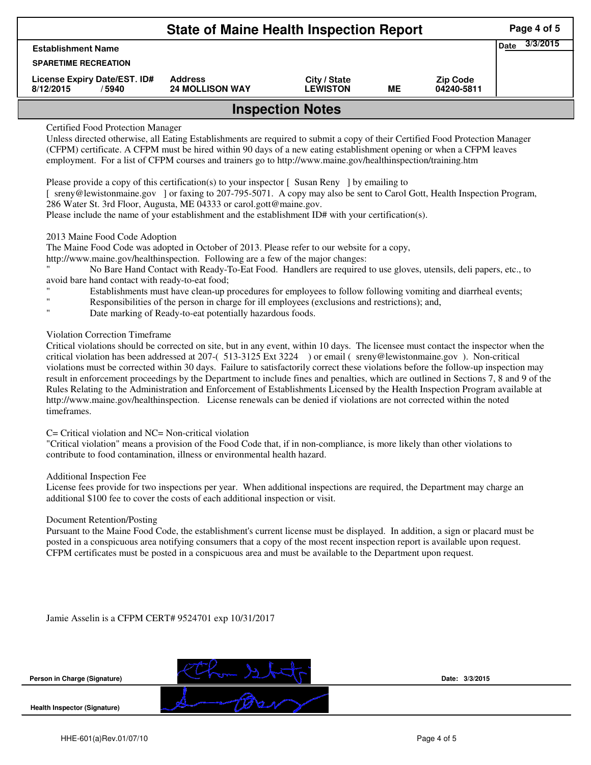# State of Maine Health Inspection Report

| Establishment Name | | | | | Date 3/3/2015 |
|---|---|---|---|---|---|
| SPARETIME RECREATION | | | | | |
| License Expiry Date/EST. ID# | Address | City / State | | Zip Code | |
| 8/12/2015 / 5940 | 24 MOLLISON WAY | LEWISTON | ME | 04240-5811 | |

## Inspection Notes

Certified Food Protection Manager

Unless directed otherwise, all Eating Establishments are required to submit a copy of their Certified Food Protection Manager (CFPM) certificate. A CFPM must be hired within 90 days of a new eating establishment opening or when a CFPM leaves employment. For a list of CFPM courses and trainers go to http://www.maine.gov/healthinspection/training.htm

Please provide a copy of this certification(s) to your inspector [ Susan Reny ] by emailing to [ sreny@lewistonmaine.gov ] or faxing to 207-795-5071. A copy may also be sent to Carol Gott, Health Inspection Program, 286 Water St. 3rd Floor, Augusta, ME 04333 or carol.gott@maine.gov.

Please include the name of your establishment and the establishment ID# with your certification(s).

2013 Maine Food Code Adoption

The Maine Food Code was adopted in October of 2013. Please refer to our website for a copy, http://www.maine.gov/healthinspection. Following are a few of the major changes:

" No Bare Hand Contact with Ready-To-Eat Food. Handlers are required to use gloves, utensils, deli papers, etc., to avoid bare hand contact with ready-to-eat food;

" Establishments must have clean-up procedures for employees to follow following vomiting and diarrheal events;

" Responsibilities of the person in charge for ill employees (exclusions and restrictions); and,

" Date marking of Ready-to-eat potentially hazardous foods.

Violation Correction Timeframe

Critical violations should be corrected on site, but in any event, within 10 days. The licensee must contact the inspector when the critical violation has been addressed at 207-( 513-3125 Ext 3224 ) or email ( sreny@lewistonmaine.gov ). Non-critical violations must be corrected within 30 days. Failure to satisfactorily correct these violations before the follow-up inspection may result in enforcement proceedings by the Department to include fines and penalties, which are outlined in Sections 7, 8 and 9 of the Rules Relating to the Administration and Enforcement of Establishments Licensed by the Health Inspection Program available at http://www.maine.gov/healthinspection. License renewals can be denied if violations are not corrected within the noted timeframes.

C= Critical violation and NC= Non-critical violation

"Critical violation" means a provision of the Food Code that, if in non-compliance, is more likely than other violations to contribute to food contamination, illness or environmental health hazard.

Additional Inspection Fee

License fees provide for two inspections per year. When additional inspections are required, the Department may charge an additional $100 fee to cover the costs of each additional inspection or visit.

Document Retention/Posting

Pursuant to the Maine Food Code, the establishment's current license must be displayed. In addition, a sign or placard must be posted in a conspicuous area notifying consumers that a copy of the most recent inspection report is available upon request. CFPM certificates must be posted in a conspicuous area and must be available to the Department upon request.

Jamie Asselin is a CFPM CERT# 9524701 exp 10/31/2017

Person in Charge (Signature) Date: 3/3/2015

Health Inspector (Signature)

HHE-601(a)Rev.01/07/10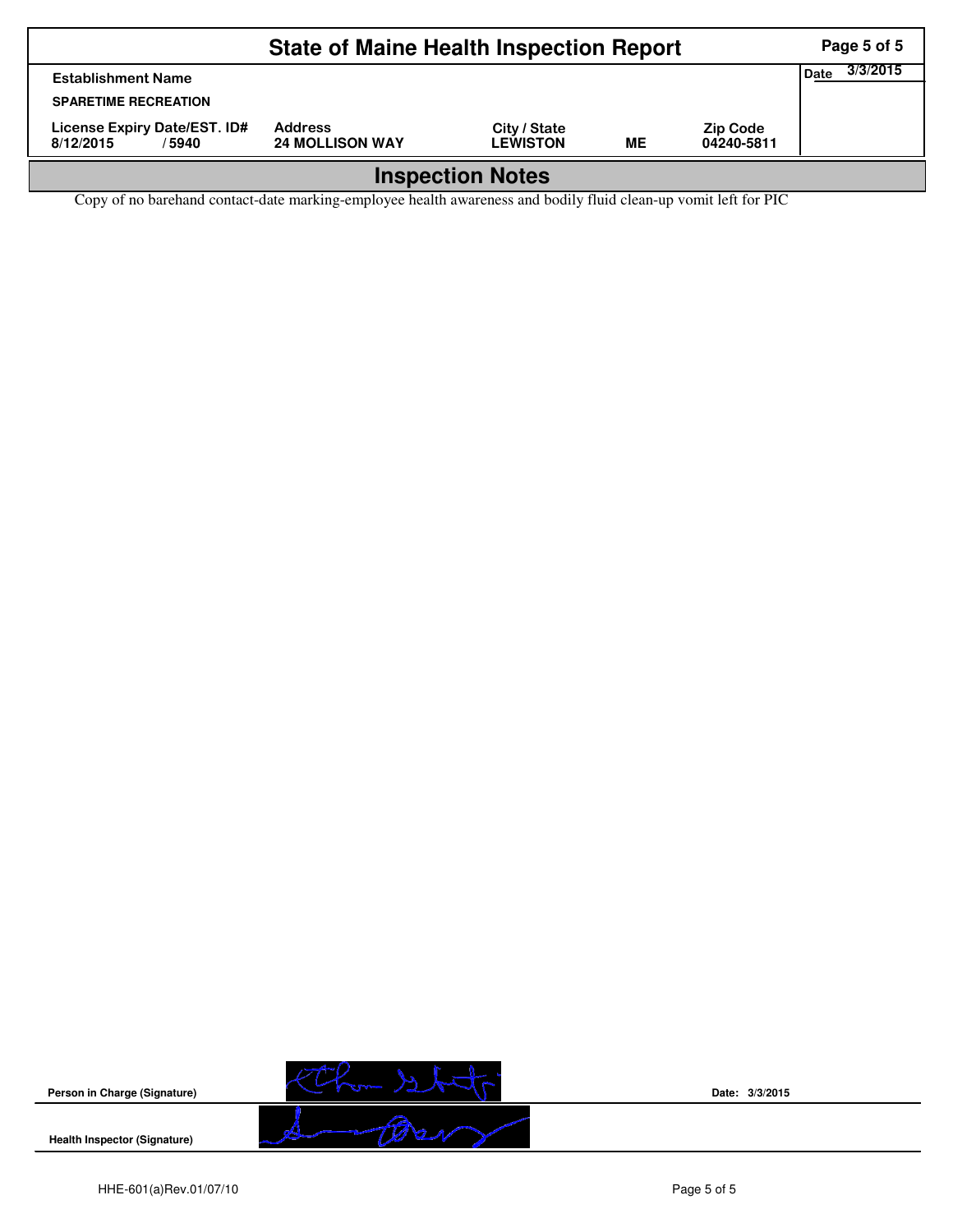# State of Maine Health Inspection Report

| | | | | | |
|---|---|---|---|---|---|
| **Establishment Name** | | | | | **Date** 3/3/2015 |
| **SPARETIME RECREATION** | | | | | |
| **License Expiry Date/EST. ID#** 8/12/2015 / 5940 | **Address** 24 MOLLISON WAY | **City / State** LEWISTON | ME | **Zip Code** 04240-5811 | |

## Inspection Notes

Copy of no barehand contact-date marking-employee health awareness and bodily fluid clean-up vomit left for PIC

**Person in Charge (Signature)** &nbsp;&nbsp;&nbsp;&nbsp; **Date:** 3/3/2015

**Health Inspector (Signature)**

HHE-601(a)Rev.01/07/10